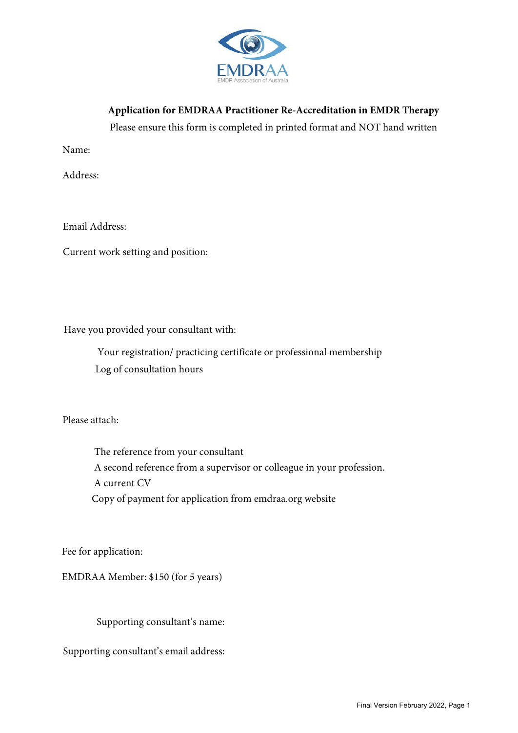EMDRAA

EMDR Association of Australia

**Application for EMDRAA Practitioner Re-Accreditation in EMDR Therapy**

Please ensure this form is completed in printed format and NOT hand written

Name:

Address:

Email Address:

Current work setting and position:

Have you provided your consultant with:

- Your registration/ practicing certificate or professional membership
- Log of consultation hours

Please attach:

- The reference from your consultant
- A second reference from a supervisor or colleague in your profession.
- A current CV
- Copy of payment for application from emdraa.org website

Fee for application:

EMDRAA Member: $150 (for 5 years)

Supporting consultant's name:

Supporting consultant's email address: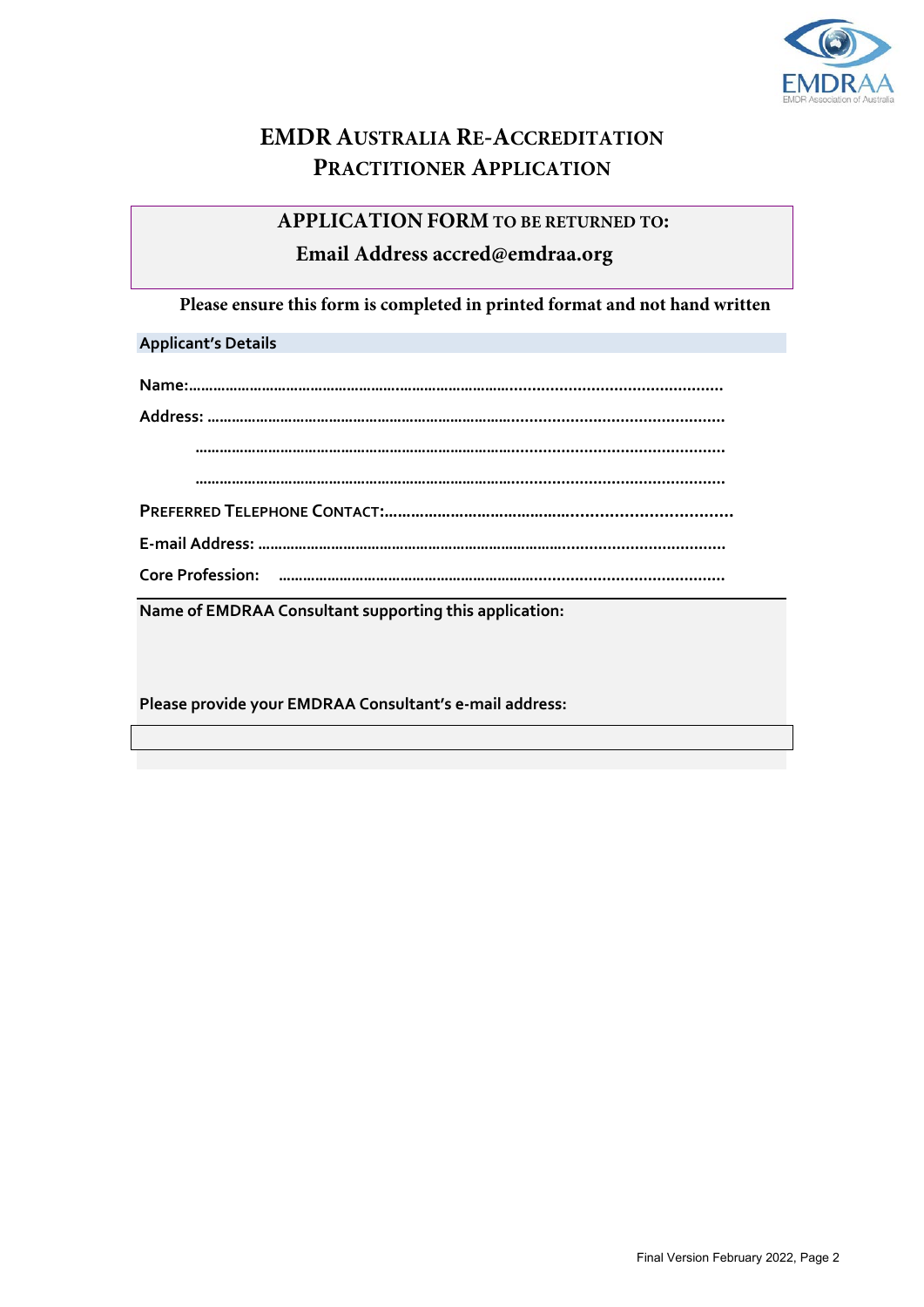# EMDR Australia Re-Accreditation Practitioner Application

**APPLICATION FORM TO BE RETURNED TO:**

**Email Address accred@emdraa.org**

**Please ensure this form is completed in printed format and not hand written**

## Applicant's Details

**Name:**.......................................................................................................................

**Address:** ....................................................................................................................

..................................................................................................................

..................................................................................................................

**Preferred Telephone Contact:**..............................................................................

**E-mail Address:** ......................................................................................................

**Core Profession:** ......................................................................................................

**Name of EMDRAA Consultant supporting this application:**

**Please provide your EMDRAA Consultant's e-mail address:**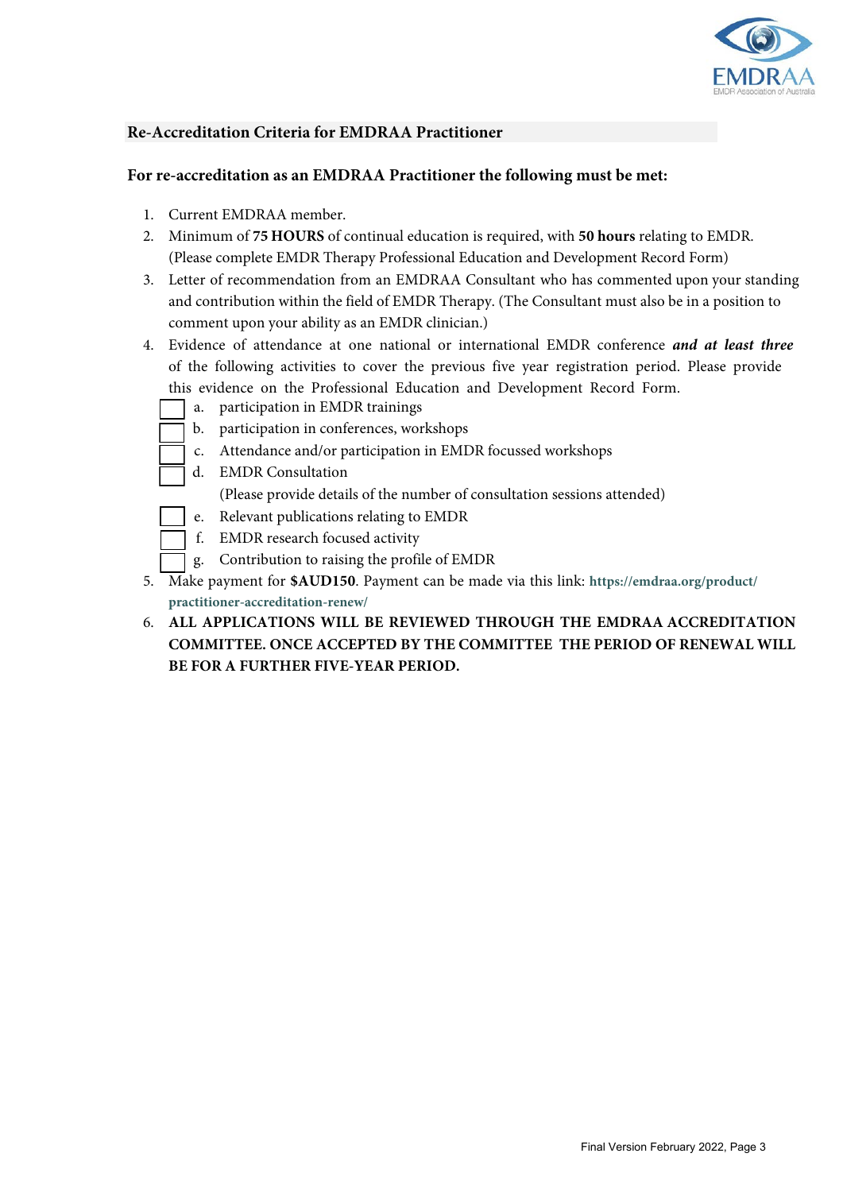## Re-Accreditation Criteria for EMDRAA Practitioner

**For re-accreditation as an EMDRAA Practitioner the following must be met:**

1. Current EMDRAA member.
2. Minimum of **75 HOURS** of continual education is required, with **50 hours** relating to EMDR. (Please complete EMDR Therapy Professional Education and Development Record Form)
3. Letter of recommendation from an EMDRAA Consultant who has commented upon your standing and contribution within the field of EMDR Therapy. (The Consultant must also be in a position to comment upon your ability as an EMDR clinician.)
4. Evidence of attendance at one national or international EMDR conference ***and at least three*** of the following activities to cover the previous five year registration period. Please provide this evidence on the Professional Education and Development Record Form.
   - ☐ a. participation in EMDR trainings
   - ☐ b. participation in conferences, workshops
   - ☐ c. Attendance and/or participation in EMDR focussed workshops
   - ☐ d. EMDR Consultation  
     (Please provide details of the number of consultation sessions attended)
   - ☐ e. Relevant publications relating to EMDR
   - ☐ f. EMDR research focused activity
   - ☐ g. Contribution to raising the profile of EMDR
5. Make payment for **$AUD150**. Payment can be made via this link: **https://emdraa.org/product/practitioner-accreditation-renew/**
6. **ALL APPLICATIONS WILL BE REVIEWED THROUGH THE EMDRAA ACCREDITATION COMMITTEE. ONCE ACCEPTED BY THE COMMITTEE THE PERIOD OF RENEWAL WILL BE FOR A FURTHER FIVE-YEAR PERIOD.**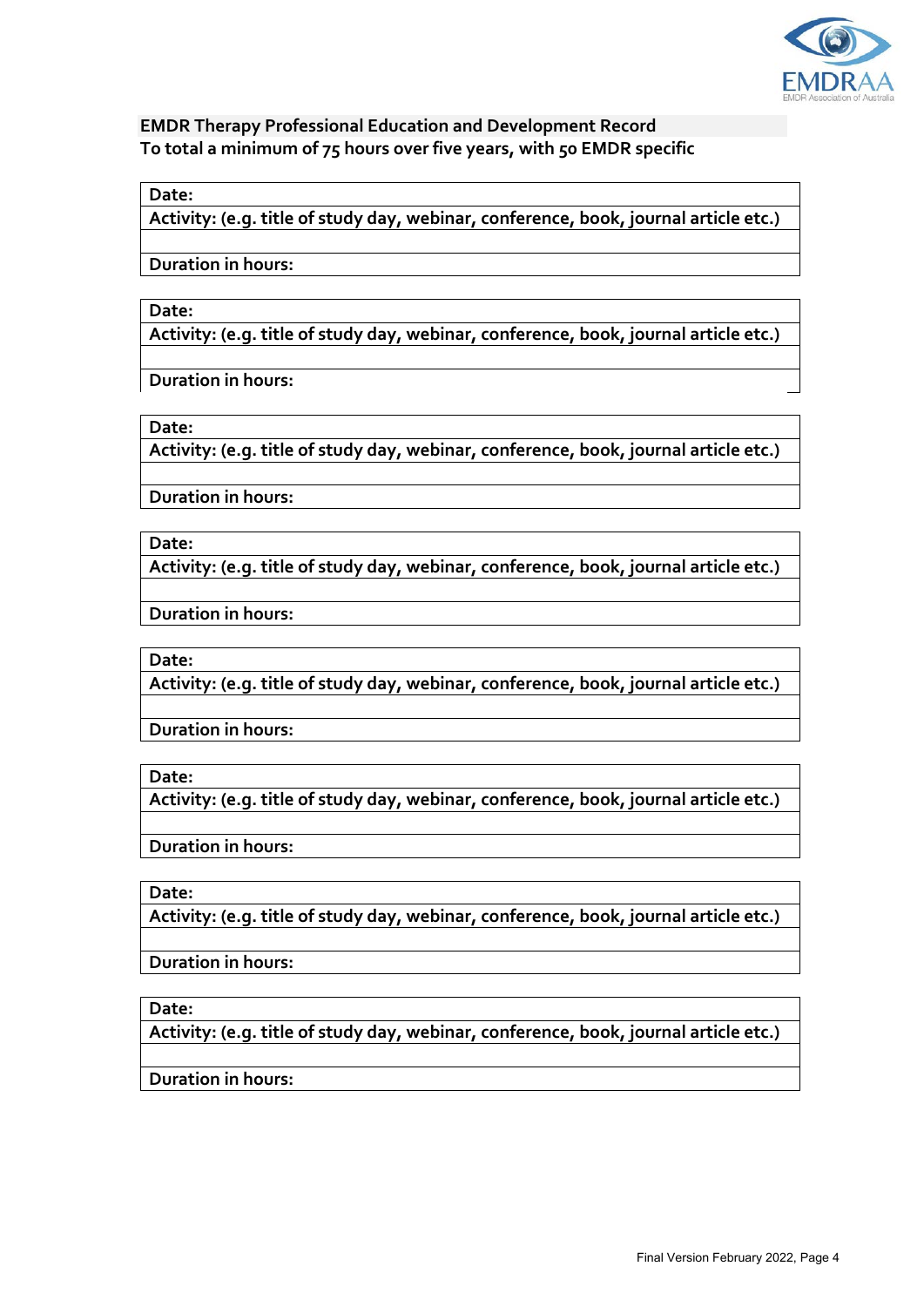**EMDR Therapy Professional Education and Development Record**
**To total a minimum of 75 hours over five years, with 50 EMDR specific**

| **Date:** |
|---|
| **Activity: (e.g. title of study day, webinar, conference, book, journal article etc.)** |
| |
| **Duration in hours:** |

| **Date:** |
|---|
| **Activity: (e.g. title of study day, webinar, conference, book, journal article etc.)** |
| |
| **Duration in hours:** |

| **Date:** |
|---|
| **Activity: (e.g. title of study day, webinar, conference, book, journal article etc.)** |
| |
| **Duration in hours:** |

| **Date:** |
|---|
| **Activity: (e.g. title of study day, webinar, conference, book, journal article etc.)** |
| |
| **Duration in hours:** |

| **Date:** |
|---|
| **Activity: (e.g. title of study day, webinar, conference, book, journal article etc.)** |
| |
| **Duration in hours:** |

| **Date:** |
|---|
| **Activity: (e.g. title of study day, webinar, conference, book, journal article etc.)** |
| |
| **Duration in hours:** |

| **Date:** |
|---|
| **Activity: (e.g. title of study day, webinar, conference, book, journal article etc.)** |
| |
| **Duration in hours:** |

| **Date:** |
|---|
| **Activity: (e.g. title of study day, webinar, conference, book, journal article etc.)** |
| |
| **Duration in hours:** |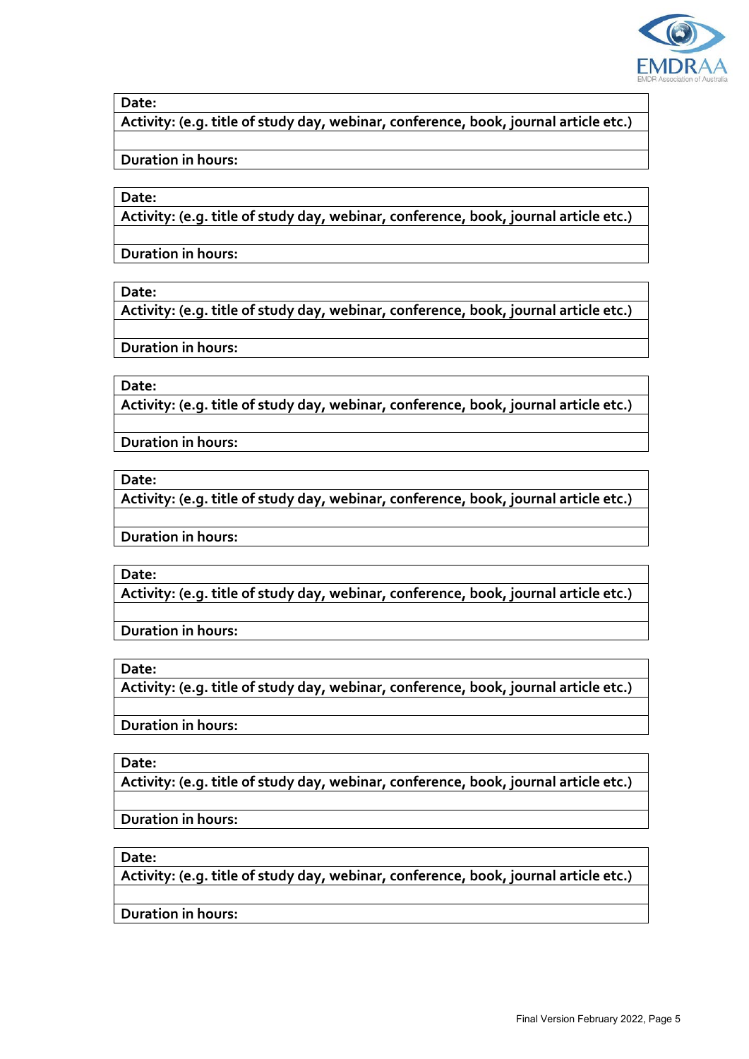| Date: |
|---|
| Activity: (e.g. title of study day, webinar, conference, book, journal article etc.) |
| |
| Duration in hours: |

| Date: |
|---|
| Activity: (e.g. title of study day, webinar, conference, book, journal article etc.) |
| |
| Duration in hours: |

| Date: |
|---|
| Activity: (e.g. title of study day, webinar, conference, book, journal article etc.) |
| |
| Duration in hours: |

| Date: |
|---|
| Activity: (e.g. title of study day, webinar, conference, book, journal article etc.) |
| |
| Duration in hours: |

| Date: |
|---|
| Activity: (e.g. title of study day, webinar, conference, book, journal article etc.) |
| |
| Duration in hours: |

| Date: |
|---|
| Activity: (e.g. title of study day, webinar, conference, book, journal article etc.) |
| |
| Duration in hours: |

| Date: |
|---|
| Activity: (e.g. title of study day, webinar, conference, book, journal article etc.) |
| |
| Duration in hours: |

| Date: |
|---|
| Activity: (e.g. title of study day, webinar, conference, book, journal article etc.) |
| |
| Duration in hours: |

| Date: |
|---|
| Activity: (e.g. title of study day, webinar, conference, book, journal article etc.) |
| |
| Duration in hours: |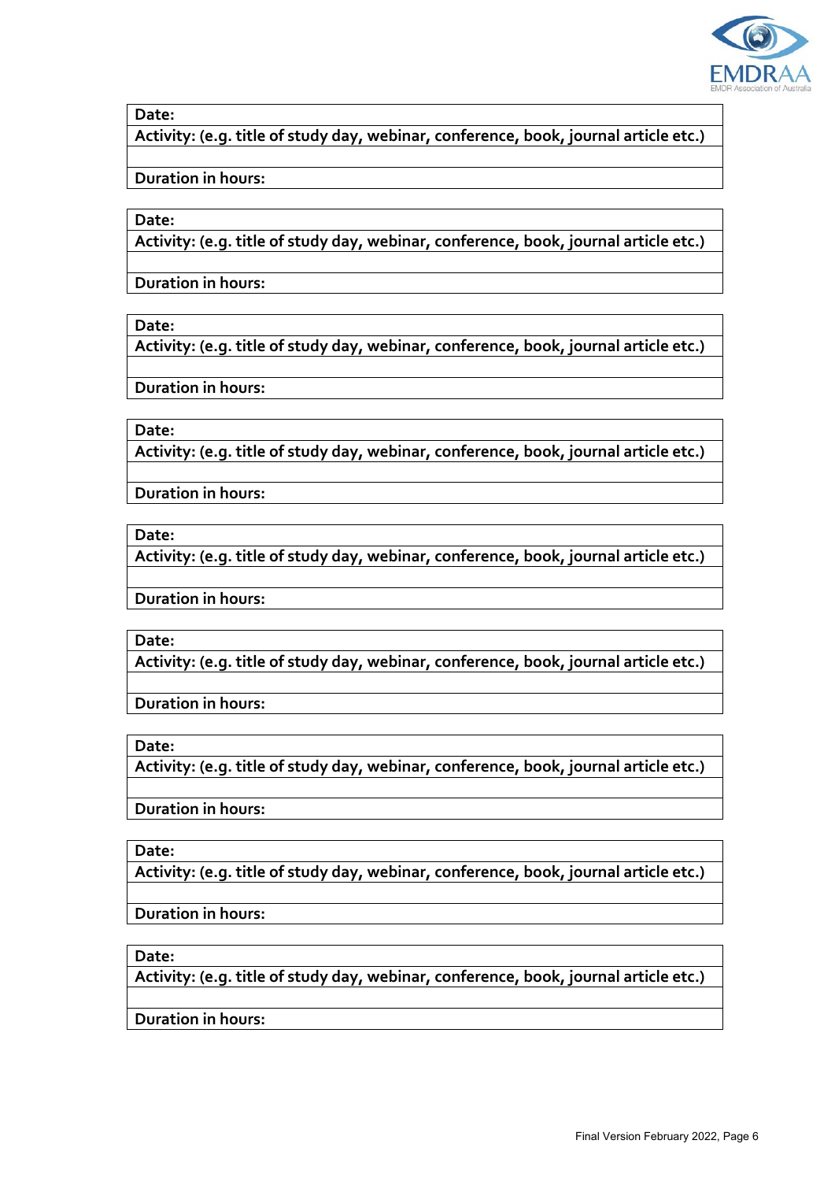| Date: |
| --- |
| Activity: (e.g. title of study day, webinar, conference, book, journal article etc.) |
| |
| Duration in hours: |

| Date: |
| --- |
| Activity: (e.g. title of study day, webinar, conference, book, journal article etc.) |
| |
| Duration in hours: |

| Date: |
| --- |
| Activity: (e.g. title of study day, webinar, conference, book, journal article etc.) |
| |
| Duration in hours: |

| Date: |
| --- |
| Activity: (e.g. title of study day, webinar, conference, book, journal article etc.) |
| |
| Duration in hours: |

| Date: |
| --- |
| Activity: (e.g. title of study day, webinar, conference, book, journal article etc.) |
| |
| Duration in hours: |

| Date: |
| --- |
| Activity: (e.g. title of study day, webinar, conference, book, journal article etc.) |
| |
| Duration in hours: |

| Date: |
| --- |
| Activity: (e.g. title of study day, webinar, conference, book, journal article etc.) |
| |
| Duration in hours: |

| Date: |
| --- |
| Activity: (e.g. title of study day, webinar, conference, book, journal article etc.) |
| |
| Duration in hours: |

| Date: |
| --- |
| Activity: (e.g. title of study day, webinar, conference, book, journal article etc.) |
| |
| Duration in hours: |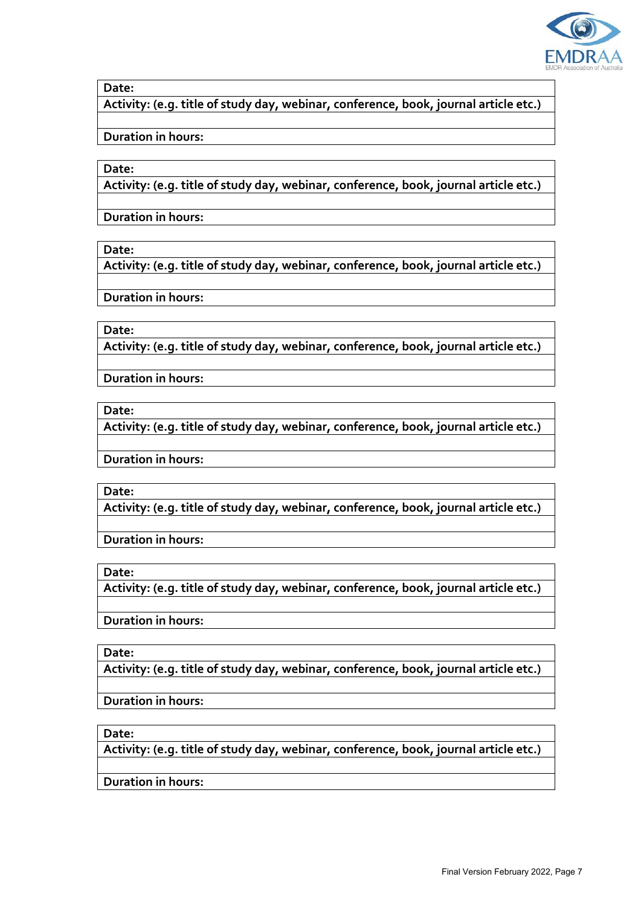| Date: |
| --- |
| Activity: (e.g. title of study day, webinar, conference, book, journal article etc.) |
| |
| Duration in hours: |

| Date: |
| --- |
| Activity: (e.g. title of study day, webinar, conference, book, journal article etc.) |
| |
| Duration in hours: |

| Date: |
| --- |
| Activity: (e.g. title of study day, webinar, conference, book, journal article etc.) |
| |
| Duration in hours: |

| Date: |
| --- |
| Activity: (e.g. title of study day, webinar, conference, book, journal article etc.) |
| |
| Duration in hours: |

| Date: |
| --- |
| Activity: (e.g. title of study day, webinar, conference, book, journal article etc.) |
| |
| Duration in hours: |

| Date: |
| --- |
| Activity: (e.g. title of study day, webinar, conference, book, journal article etc.) |
| |
| Duration in hours: |

| Date: |
| --- |
| Activity: (e.g. title of study day, webinar, conference, book, journal article etc.) |
| |
| Duration in hours: |

| Date: |
| --- |
| Activity: (e.g. title of study day, webinar, conference, book, journal article etc.) |
| |
| Duration in hours: |

| Date: |
| --- |
| Activity: (e.g. title of study day, webinar, conference, book, journal article etc.) |
| |
| Duration in hours: |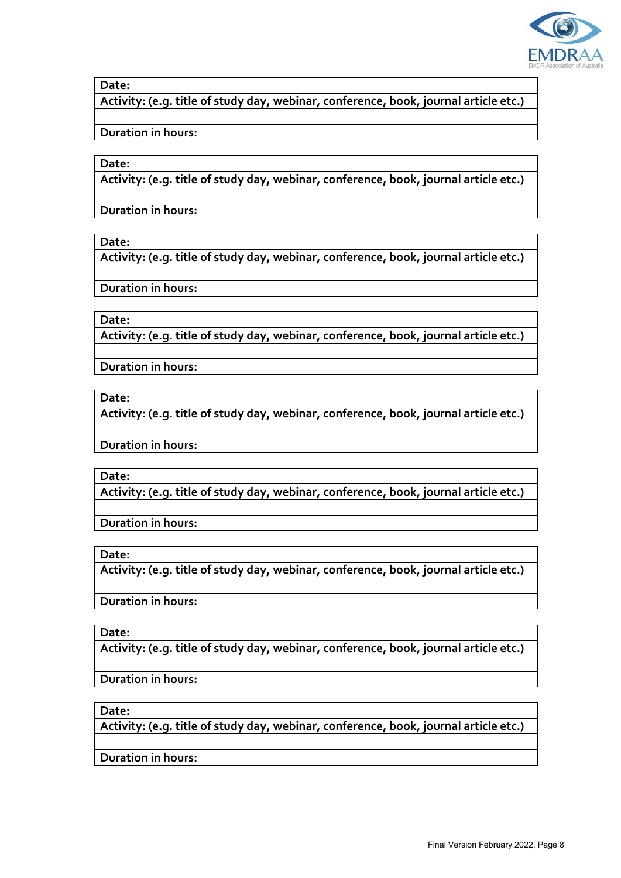| Date: |
|---|
| Activity: (e.g. title of study day, webinar, conference, book, journal article etc.) |
| |
| Duration in hours: |

| Date: |
|---|
| Activity: (e.g. title of study day, webinar, conference, book, journal article etc.) |
| |
| Duration in hours: |

| Date: |
|---|
| Activity: (e.g. title of study day, webinar, conference, book, journal article etc.) |
| |
| Duration in hours: |

| Date: |
|---|
| Activity: (e.g. title of study day, webinar, conference, book, journal article etc.) |
| |
| Duration in hours: |

| Date: |
|---|
| Activity: (e.g. title of study day, webinar, conference, book, journal article etc.) |
| |
| Duration in hours: |

| Date: |
|---|
| Activity: (e.g. title of study day, webinar, conference, book, journal article etc.) |
| |
| Duration in hours: |

| Date: |
|---|
| Activity: (e.g. title of study day, webinar, conference, book, journal article etc.) |
| |
| Duration in hours: |

| Date: |
|---|
| Activity: (e.g. title of study day, webinar, conference, book, journal article etc.) |
| |
| Duration in hours: |

| Date: |
|---|
| Activity: (e.g. title of study day, webinar, conference, book, journal article etc.) |
| |
| Duration in hours: |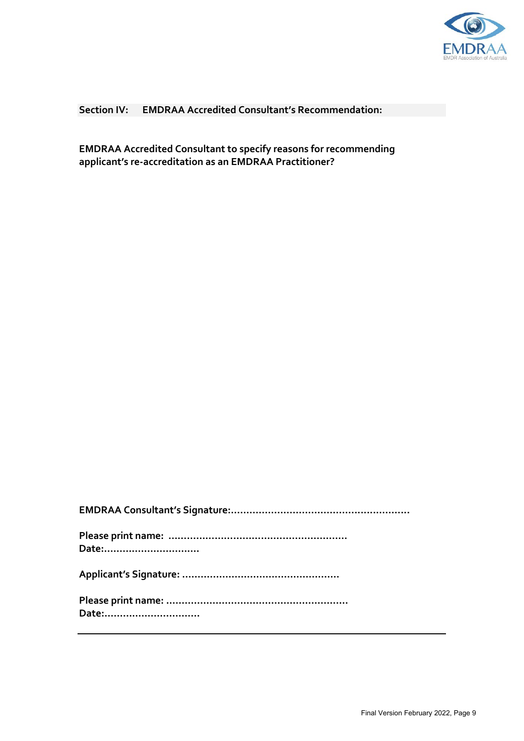## Section IV: EMDRAA Accredited Consultant's Recommendation:

**EMDRAA Accredited Consultant to specify reasons for recommending applicant's re-accreditation as an EMDRAA Practitioner?**

**EMDRAA Consultant's Signature:...........................................................**

**Please print name: .........................................................**
**Date:...............................**

**Applicant's Signature: ..................................................**

**Please print name: ..........................................................**
**Date:...............................**

---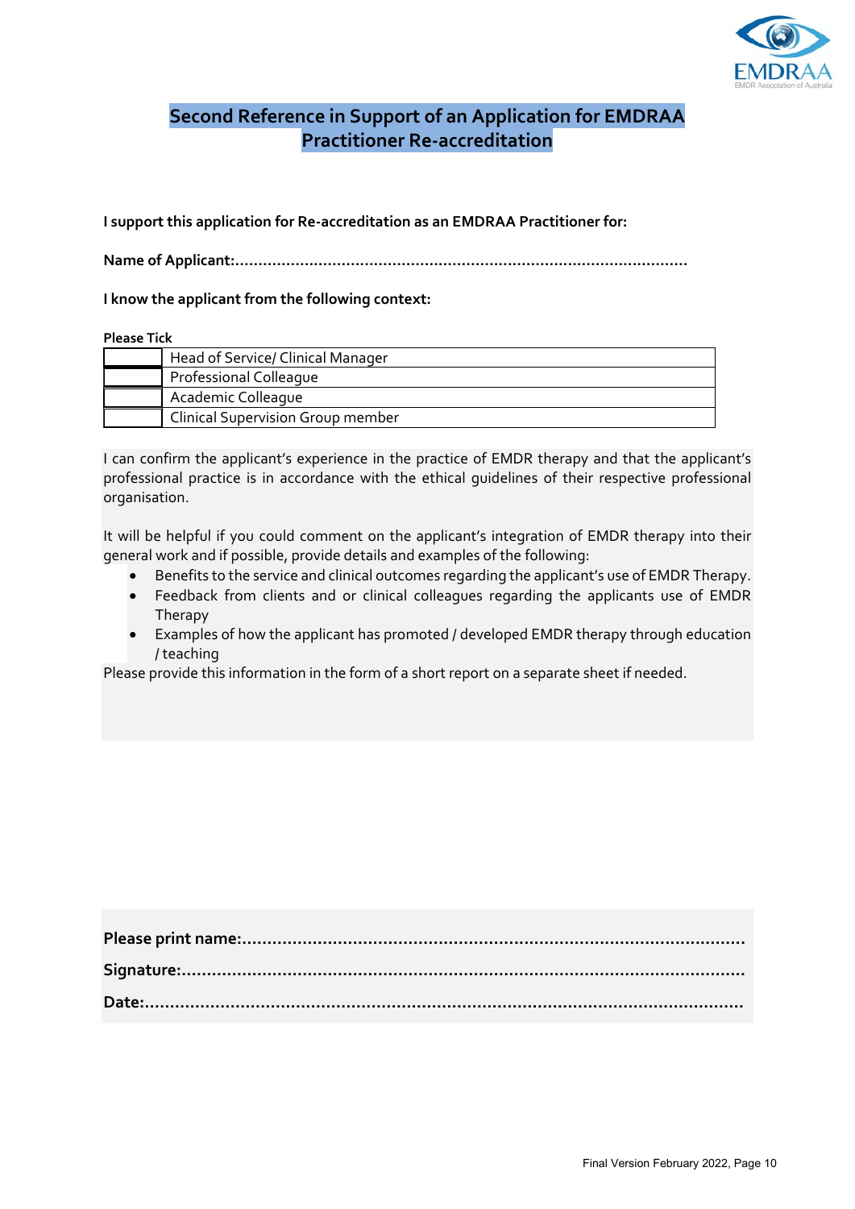# Second Reference in Support of an Application for EMDRAA Practitioner Re-accreditation

**I support this application for Re-accreditation as an EMDRAA Practitioner for:**

**Name of Applicant:.................................................................................................**

**I know the applicant from the following context:**

**Please Tick**

| | |
|---|---|
| | Head of Service/ Clinical Manager |
| | Professional Colleague |
| | Academic Colleague |
| | Clinical Supervision Group member |

I can confirm the applicant's experience in the practice of EMDR therapy and that the applicant's professional practice is in accordance with the ethical guidelines of their respective professional organisation.

It will be helpful if you could comment on the applicant's integration of EMDR therapy into their general work and if possible, provide details and examples of the following:

- Benefits to the service and clinical outcomes regarding the applicant's use of EMDR Therapy.
- Feedback from clients and or clinical colleagues regarding the applicants use of EMDR Therapy
- Examples of how the applicant has promoted / developed EMDR therapy through education / teaching

Please provide this information in the form of a short report on a separate sheet if needed.

**Please print name:..................................................................................................**

**Signature:...............................................................................................................**

**Date:.......................................................................................................................**